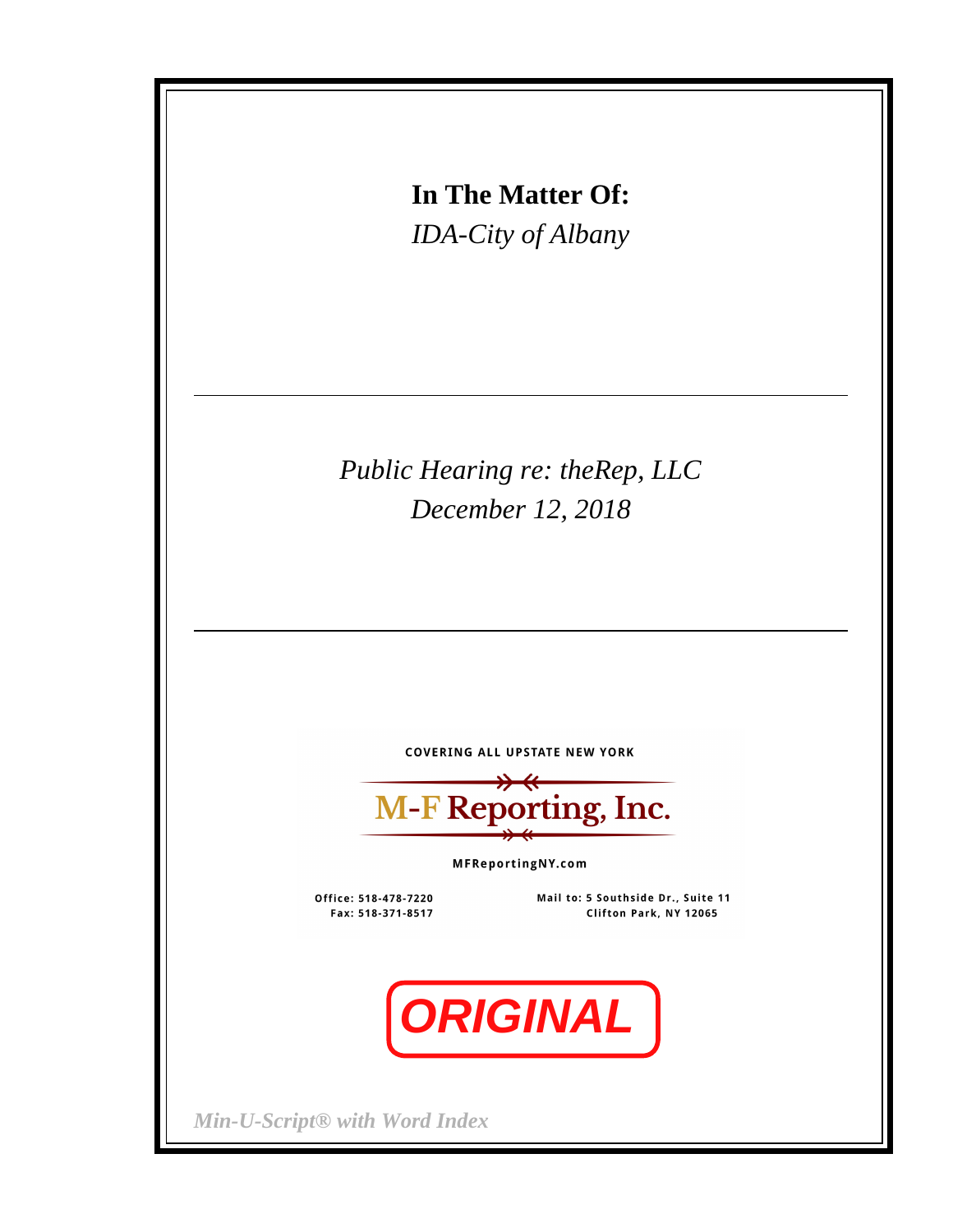**In The Matter Of:**

*IDA-City of Albany*

---

*Public Hearing re: theRep, LLC*

*December 12, 2018*

---

COVERING ALL UPSTATE NEW YORK

**M-F Reporting, Inc.**

MFReportingNY.com

Office: 518-478-7220
Fax: 518-371-8517

Mail to: 5 Southside Dr., Suite 11
Clifton Park, NY 12065

**ORIGINAL**

*Min-U-Script® with Word Index*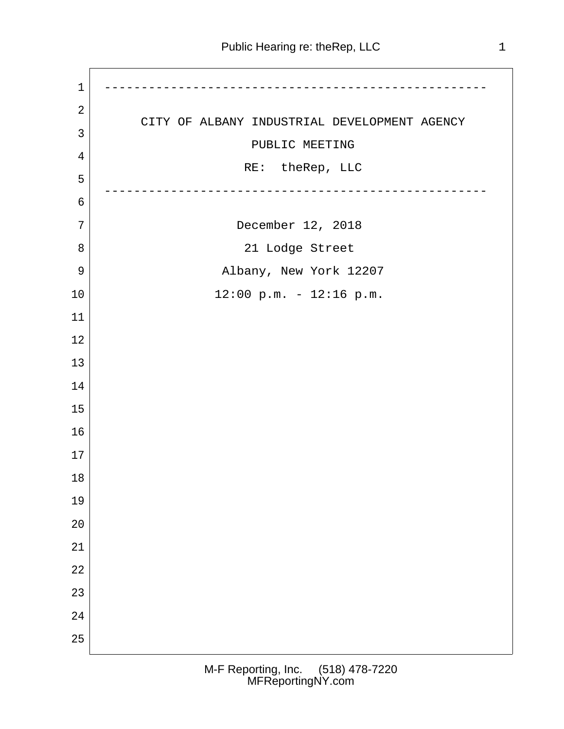---

CITY OF ALBANY INDUSTRIAL DEVELOPMENT AGENCY

PUBLIC MEETING

RE: theRep, LLC

---

December 12, 2018

21 Lodge Street

Albany, New York 12207

12:00 p.m. - 12:16 p.m.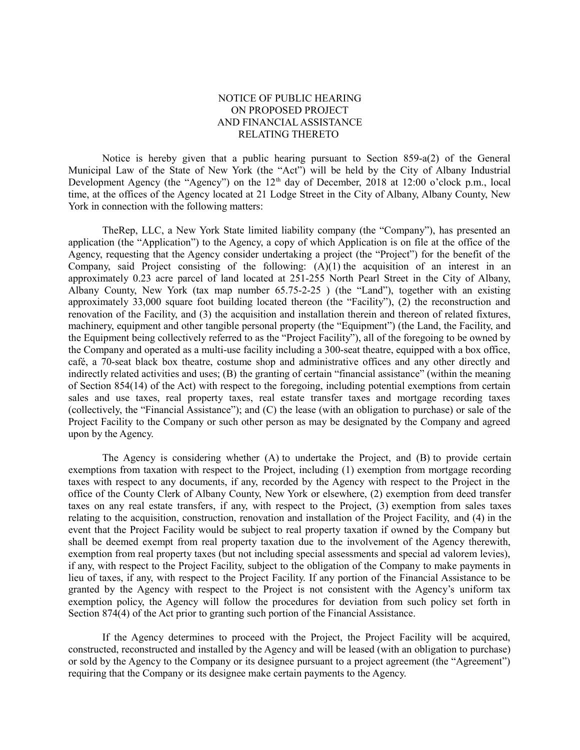# NOTICE OF PUBLIC HEARING ON PROPOSED PROJECT AND FINANCIAL ASSISTANCE RELATING THERETO

Notice is hereby given that a public hearing pursuant to Section 859-a(2) of the General Municipal Law of the State of New York (the "Act") will be held by the City of Albany Industrial Development Agency (the "Agency") on the 12th day of December, 2018 at 12:00 o'clock p.m., local time, at the offices of the Agency located at 21 Lodge Street in the City of Albany, Albany County, New York in connection with the following matters:

TheRep, LLC, a New York State limited liability company (the "Company"), has presented an application (the "Application") to the Agency, a copy of which Application is on file at the office of the Agency, requesting that the Agency consider undertaking a project (the "Project") for the benefit of the Company, said Project consisting of the following: (A)(1) the acquisition of an interest in an approximately 0.23 acre parcel of land located at 251-255 North Pearl Street in the City of Albany, Albany County, New York (tax map number 65.75-2-25 ) (the "Land"), together with an existing approximately 33,000 square foot building located thereon (the "Facility"), (2) the reconstruction and renovation of the Facility, and (3) the acquisition and installation therein and thereon of related fixtures, machinery, equipment and other tangible personal property (the "Equipment") (the Land, the Facility, and the Equipment being collectively referred to as the "Project Facility"), all of the foregoing to be owned by the Company and operated as a multi-use facility including a 300-seat theatre, equipped with a box office, café, a 70-seat black box theatre, costume shop and administrative offices and any other directly and indirectly related activities and uses; (B) the granting of certain "financial assistance" (within the meaning of Section 854(14) of the Act) with respect to the foregoing, including potential exemptions from certain sales and use taxes, real property taxes, real estate transfer taxes and mortgage recording taxes (collectively, the "Financial Assistance"); and (C) the lease (with an obligation to purchase) or sale of the Project Facility to the Company or such other person as may be designated by the Company and agreed upon by the Agency.

The Agency is considering whether (A) to undertake the Project, and (B) to provide certain exemptions from taxation with respect to the Project, including (1) exemption from mortgage recording taxes with respect to any documents, if any, recorded by the Agency with respect to the Project in the office of the County Clerk of Albany County, New York or elsewhere, (2) exemption from deed transfer taxes on any real estate transfers, if any, with respect to the Project, (3) exemption from sales taxes relating to the acquisition, construction, renovation and installation of the Project Facility, and (4) in the event that the Project Facility would be subject to real property taxation if owned by the Company but shall be deemed exempt from real property taxation due to the involvement of the Agency therewith, exemption from real property taxes (but not including special assessments and special ad valorem levies), if any, with respect to the Project Facility, subject to the obligation of the Company to make payments in lieu of taxes, if any, with respect to the Project Facility. If any portion of the Financial Assistance to be granted by the Agency with respect to the Project is not consistent with the Agency's uniform tax exemption policy, the Agency will follow the procedures for deviation from such policy set forth in Section 874(4) of the Act prior to granting such portion of the Financial Assistance.

If the Agency determines to proceed with the Project, the Project Facility will be acquired, constructed, reconstructed and installed by the Agency and will be leased (with an obligation to purchase) or sold by the Agency to the Company or its designee pursuant to a project agreement (the "Agreement") requiring that the Company or its designee make certain payments to the Agency.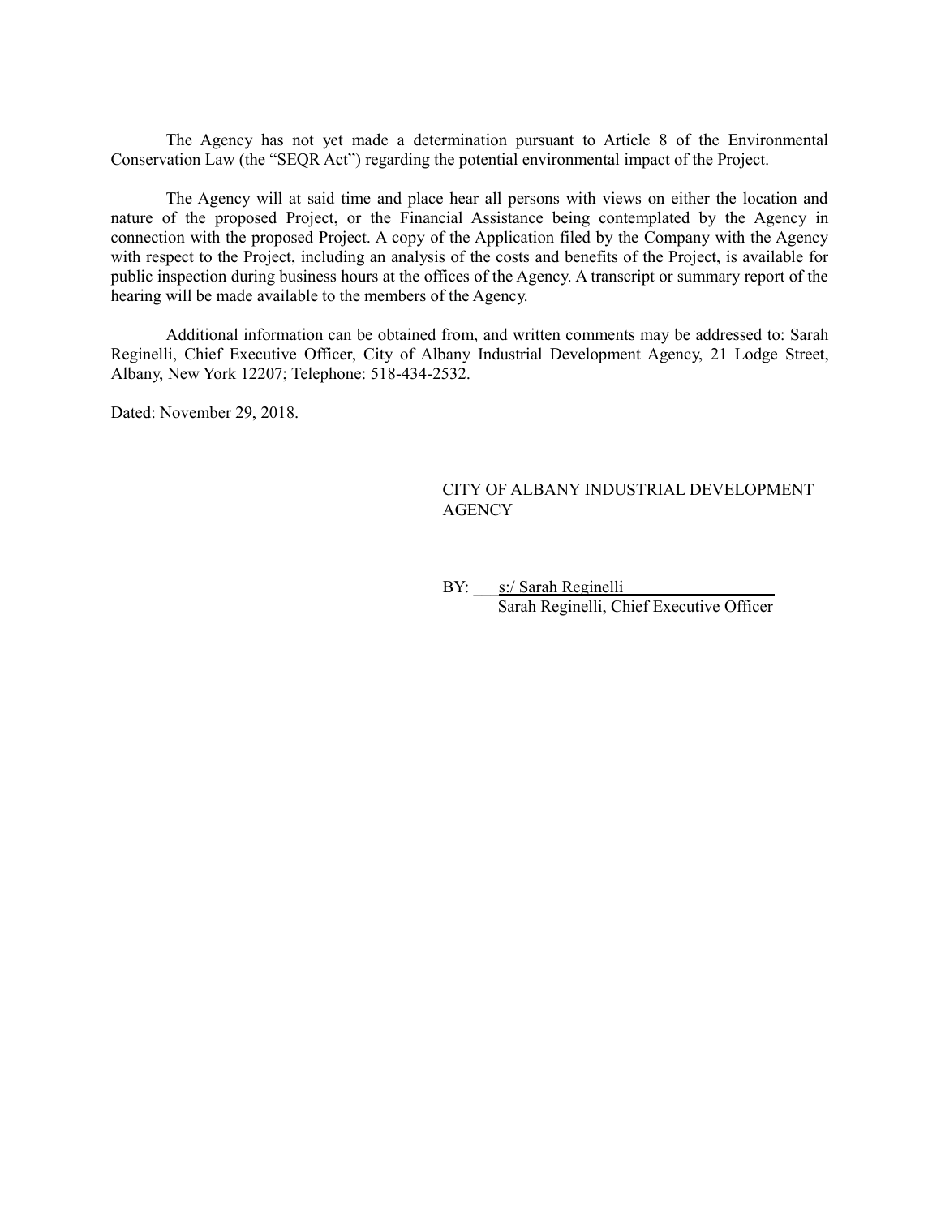The Agency has not yet made a determination pursuant to Article 8 of the Environmental Conservation Law (the "SEQR Act") regarding the potential environmental impact of the Project.

The Agency will at said time and place hear all persons with views on either the location and nature of the proposed Project, or the Financial Assistance being contemplated by the Agency in connection with the proposed Project. A copy of the Application filed by the Company with the Agency with respect to the Project, including an analysis of the costs and benefits of the Project, is available for public inspection during business hours at the offices of the Agency. A transcript or summary report of the hearing will be made available to the members of the Agency.

Additional information can be obtained from, and written comments may be addressed to: Sarah Reginelli, Chief Executive Officer, City of Albany Industrial Development Agency, 21 Lodge Street, Albany, New York 12207; Telephone: 518-434-2532.

Dated: November 29, 2018.

CITY OF ALBANY INDUSTRIAL DEVELOPMENT AGENCY

BY: s:/ Sarah Reginelli
Sarah Reginelli, Chief Executive Officer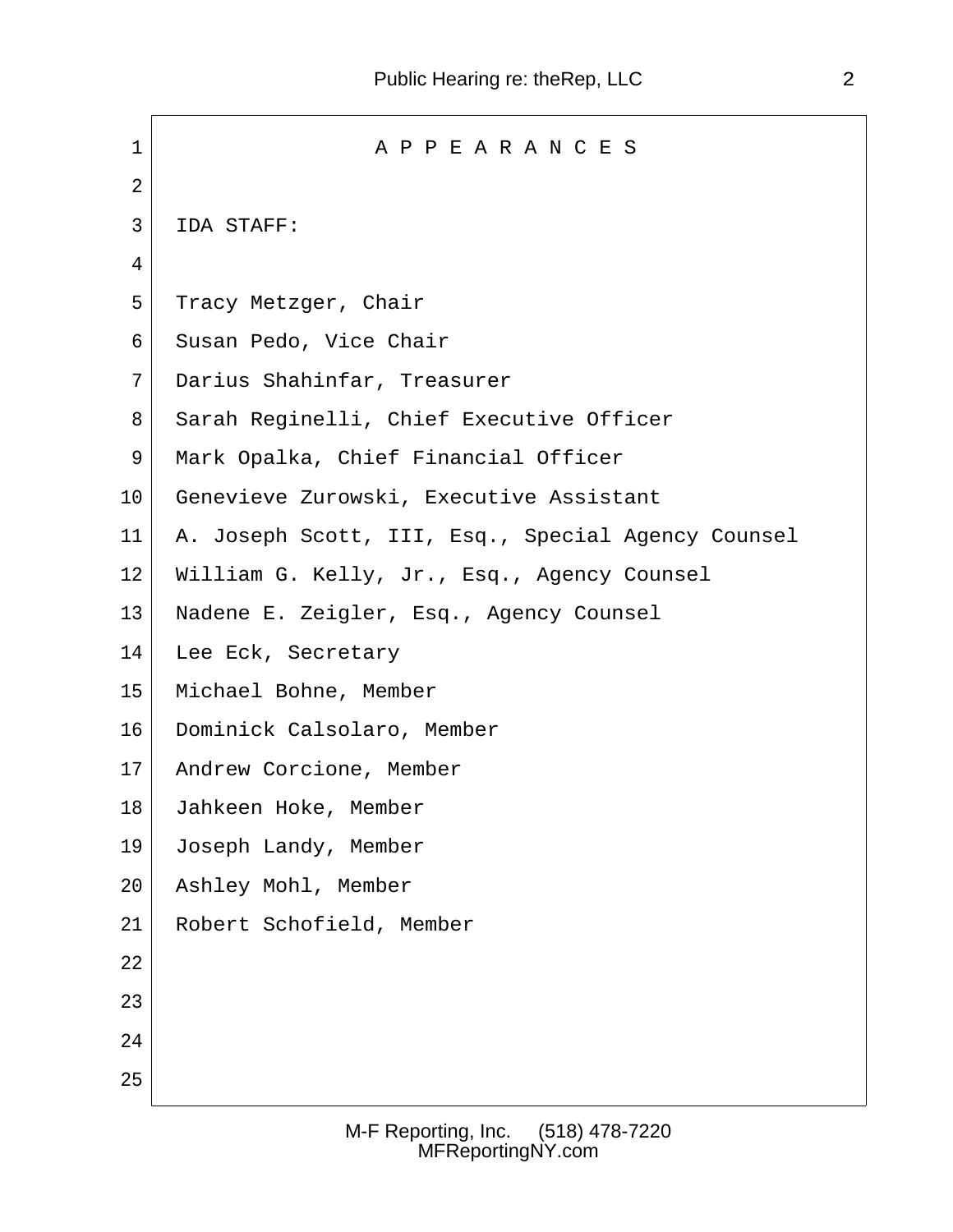# A P P E A R A N C E S

IDA STAFF:

Tracy Metzger, Chair
Susan Pedo, Vice Chair
Darius Shahinfar, Treasurer
Sarah Reginelli, Chief Executive Officer
Mark Opalka, Chief Financial Officer
Genevieve Zurowski, Executive Assistant
A. Joseph Scott, III, Esq., Special Agency Counsel
William G. Kelly, Jr., Esq., Agency Counsel
Nadene E. Zeigler, Esq., Agency Counsel
Lee Eck, Secretary
Michael Bohne, Member
Dominick Calsolaro, Member
Andrew Corcione, Member
Jahkeen Hoke, Member
Joseph Landy, Member
Ashley Mohl, Member
Robert Schofield, Member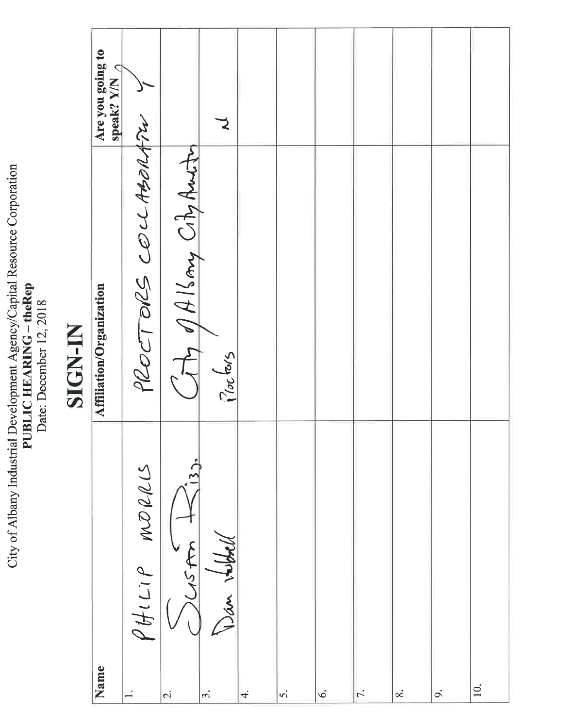City of Albany Industrial Development Agency/Capital Resource Corporation
**PUBLIC HEARING – theRep**
Date: December 12, 2018

# SIGN-IN

| Name | Affiliation/Organization | Are you going to speak? Y/N |
|---|---|---|
| 1. PHILIP MORRIS | PROCTORS COLLABORATIVE | Y |
| 2. Susan Rizzo | City of Albany City Auditor | |
| 3. Dan Hubbell | Proctors | N |
| 4. | | |
| 5. | | |
| 6. | | |
| 7. | | |
| 8. | | |
| 9. | | |
| 10. | | |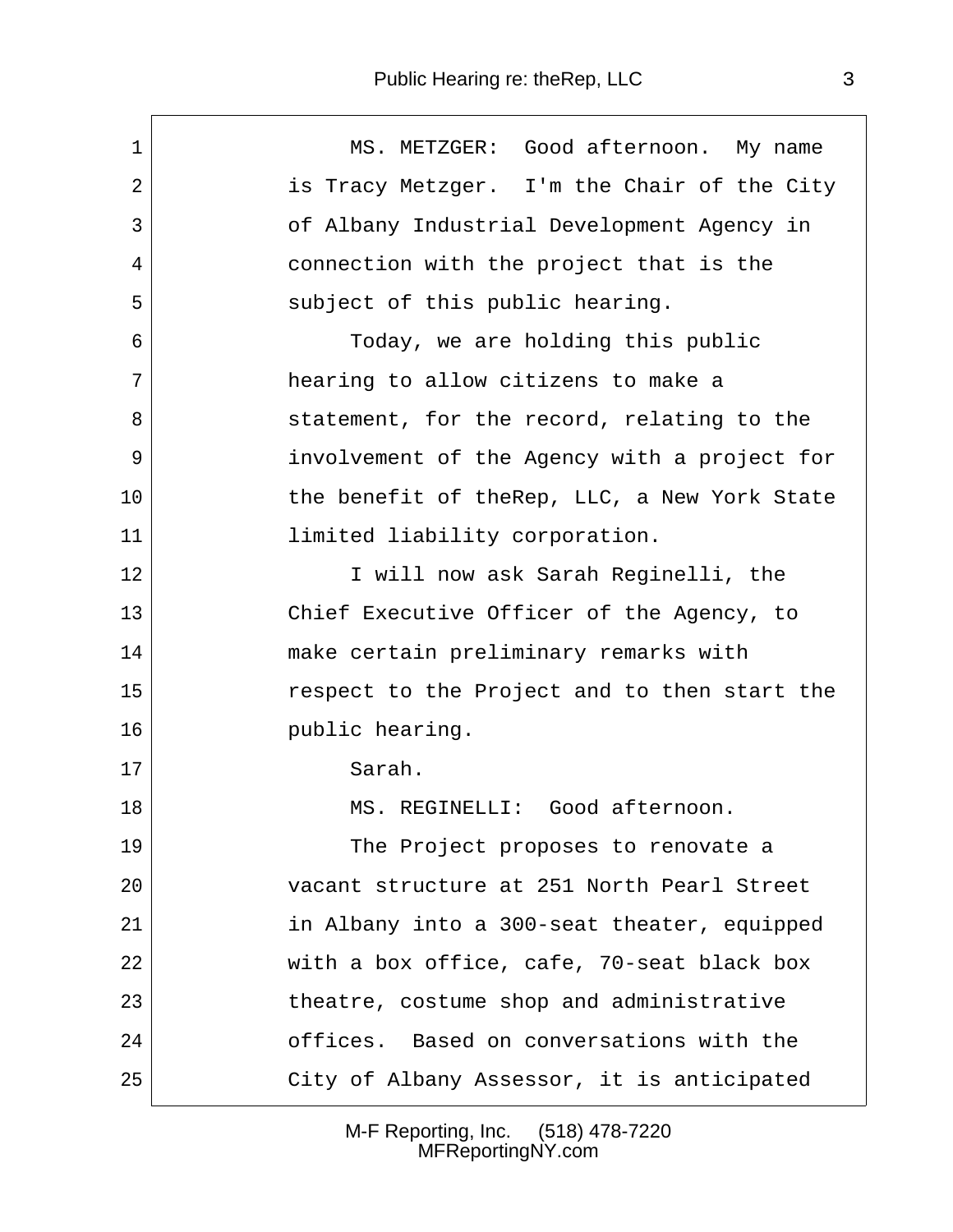MS. METZGER: Good afternoon. My name is Tracy Metzger. I'm the Chair of the City of Albany Industrial Development Agency in connection with the project that is the subject of this public hearing.

Today, we are holding this public hearing to allow citizens to make a statement, for the record, relating to the involvement of the Agency with a project for the benefit of theRep, LLC, a New York State limited liability corporation.

I will now ask Sarah Reginelli, the Chief Executive Officer of the Agency, to make certain preliminary remarks with respect to the Project and to then start the public hearing.

Sarah.

MS. REGINELLI: Good afternoon.

The Project proposes to renovate a vacant structure at 251 North Pearl Street in Albany into a 300-seat theater, equipped with a box office, cafe, 70-seat black box theatre, costume shop and administrative offices. Based on conversations with the City of Albany Assessor, it is anticipated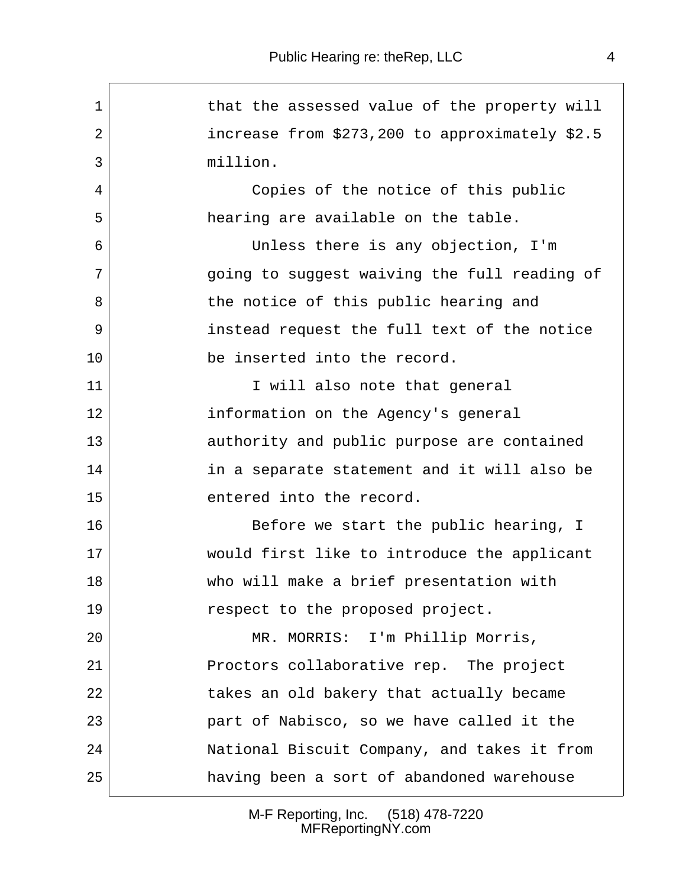that the assessed value of the property will increase from $273,200 to approximately $2.5 million.

Copies of the notice of this public hearing are available on the table.

Unless there is any objection, I'm going to suggest waiving the full reading of the notice of this public hearing and instead request the full text of the notice be inserted into the record.

I will also note that general information on the Agency's general authority and public purpose are contained in a separate statement and it will also be entered into the record.

Before we start the public hearing, I would first like to introduce the applicant who will make a brief presentation with respect to the proposed project.

MR. MORRIS: I'm Phillip Morris, Proctors collaborative rep. The project takes an old bakery that actually became part of Nabisco, so we have called it the National Biscuit Company, and takes it from having been a sort of abandoned warehouse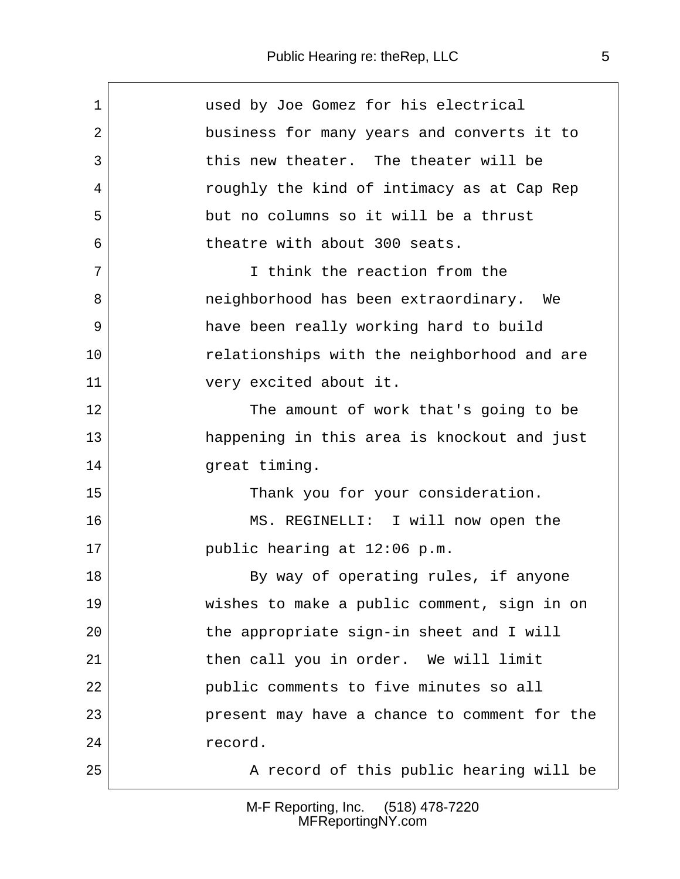used by Joe Gomez for his electrical business for many years and converts it to this new theater. The theater will be roughly the kind of intimacy as at Cap Rep but no columns so it will be a thrust theatre with about 300 seats.

I think the reaction from the neighborhood has been extraordinary. We have been really working hard to build relationships with the neighborhood and are very excited about it.

The amount of work that's going to be happening in this area is knockout and just great timing.

Thank you for your consideration.

MS. REGINELLI: I will now open the public hearing at 12:06 p.m.

By way of operating rules, if anyone wishes to make a public comment, sign in on the appropriate sign-in sheet and I will then call you in order. We will limit public comments to five minutes so all present may have a chance to comment for the record.

A record of this public hearing will be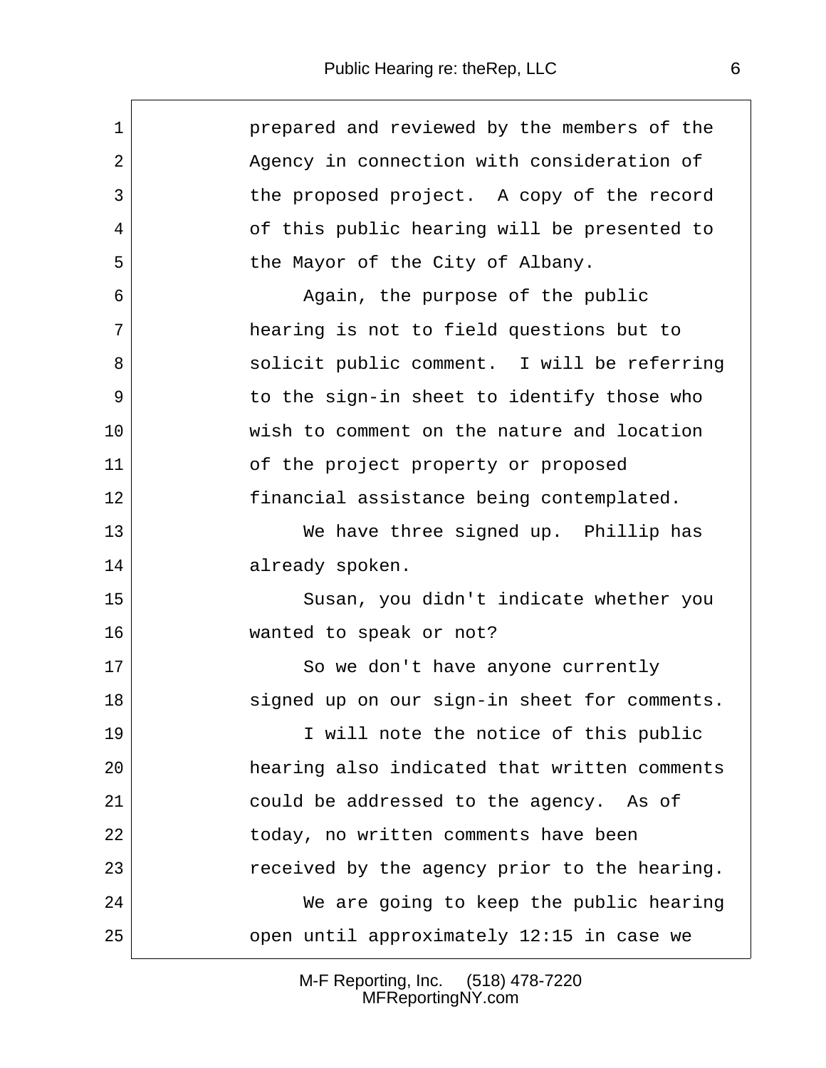prepared and reviewed by the members of the Agency in connection with consideration of the proposed project. A copy of the record of this public hearing will be presented to the Mayor of the City of Albany.

Again, the purpose of the public hearing is not to field questions but to solicit public comment. I will be referring to the sign-in sheet to identify those who wish to comment on the nature and location of the project property or proposed financial assistance being contemplated.

We have three signed up. Phillip has already spoken.

Susan, you didn't indicate whether you wanted to speak or not?

So we don't have anyone currently signed up on our sign-in sheet for comments.

I will note the notice of this public hearing also indicated that written comments could be addressed to the agency. As of today, no written comments have been received by the agency prior to the hearing.

We are going to keep the public hearing open until approximately 12:15 in case we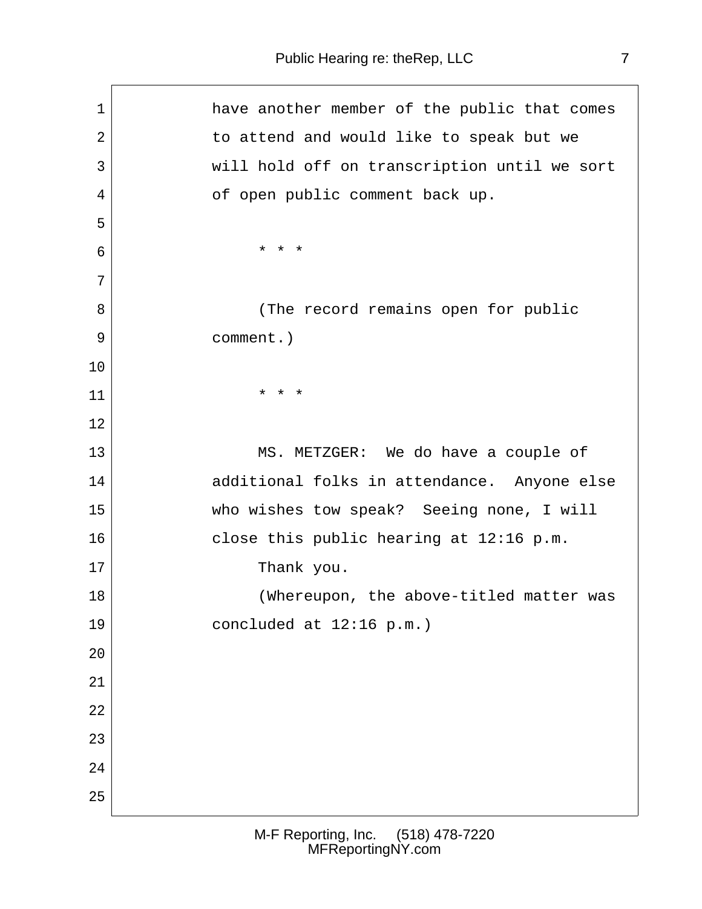have another member of the public that comes to attend and would like to speak but we will hold off on transcription until we sort of open public comment back up.

* * *

(The record remains open for public comment.)

* * *

MS. METZGER: We do have a couple of additional folks in attendance. Anyone else who wishes tow speak? Seeing none, I will close this public hearing at 12:16 p.m.

Thank you.

(Whereupon, the above-titled matter was concluded at 12:16 p.m.)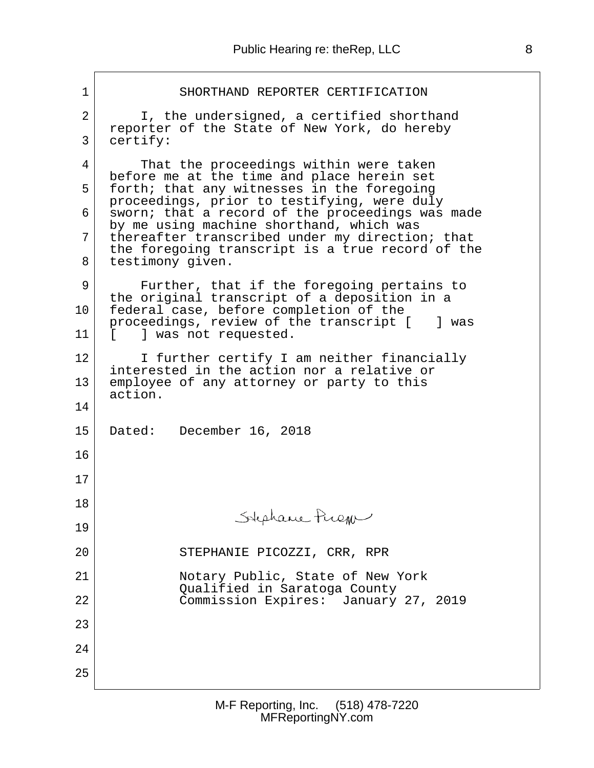# SHORTHAND REPORTER CERTIFICATION

I, the undersigned, a certified shorthand reporter of the State of New York, do hereby certify:

That the proceedings within were taken before me at the time and place herein set forth; that any witnesses in the foregoing proceedings, prior to testifying, were duly sworn; that a record of the proceedings was made by me using machine shorthand, which was thereafter transcribed under my direction; that the foregoing transcript is a true record of the testimony given.

Further, that if the foregoing pertains to the original transcript of a deposition in a federal case, before completion of the proceedings, review of the transcript [ ] was [ ] was not requested.

I further certify I am neither financially interested in the action nor a relative or employee of any attorney or party to this action.

Dated: December 16, 2018

Stephanie Picozzi

STEPHANIE PICOZZI, CRR, RPR

Notary Public, State of New York
Qualified in Saratoga County
Commission Expires: January 27, 2019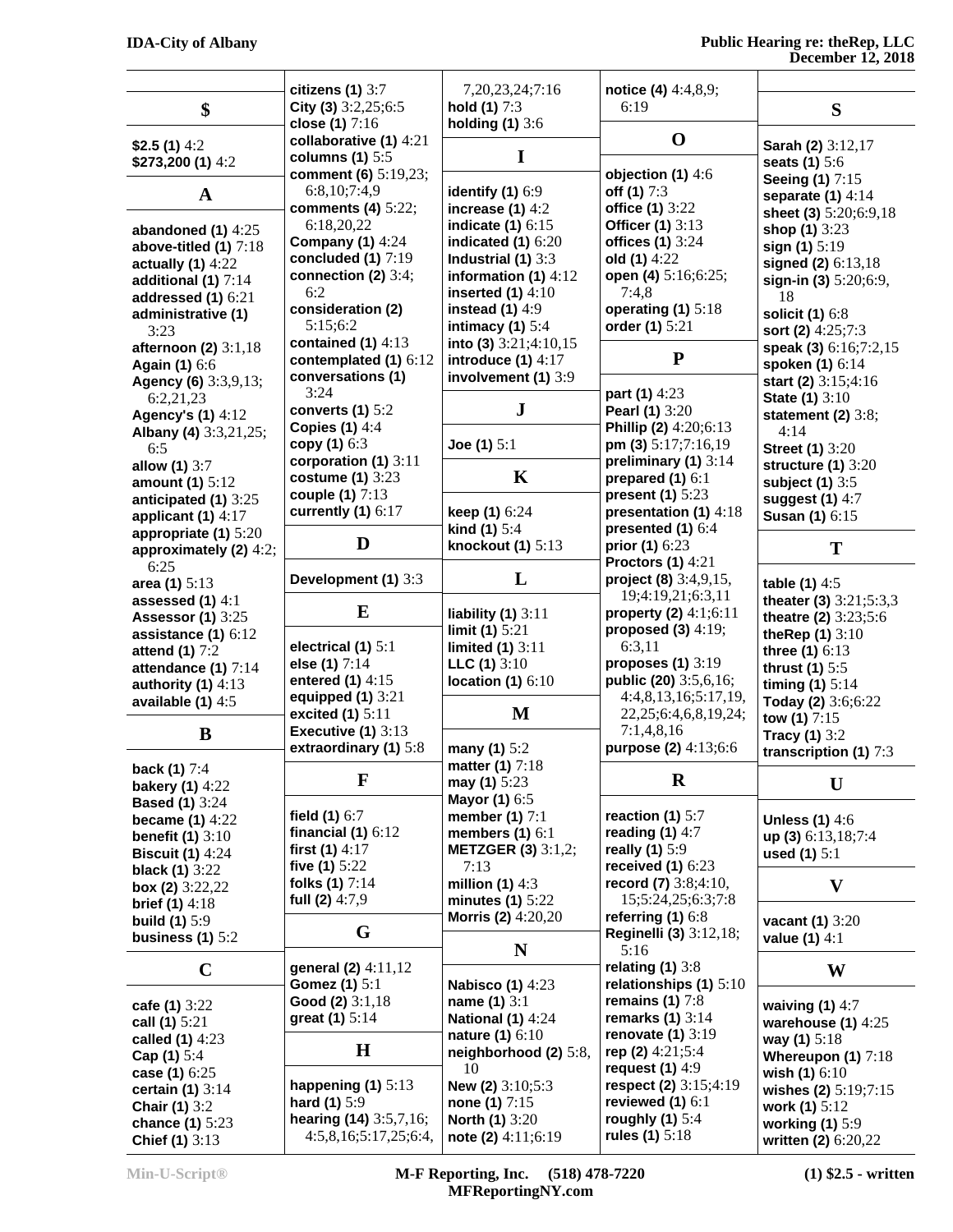## $

**$2.5 (1)** 4:2
**$273,200 (1)** 4:2

## A

**abandoned (1)** 4:25
**above-titled (1)** 7:18
**actually (1)** 4:22
**additional (1)** 7:14
**addressed (1)** 6:21
**administrative (1)** 3:23
**afternoon (2)** 3:1,18
**Again (1)** 6:6
**Agency (6)** 3:3,9,13; 6:2,21,23
**Agency's (1)** 4:12
**Albany (4)** 3:3,21,25; 6:5
**allow (1)** 3:7
**amount (1)** 5:12
**anticipated (1)** 3:25
**applicant (1)** 4:17
**appropriate (1)** 5:20
**approximately (2)** 4:2; 6:25
**area (1)** 5:13
**assessed (1)** 4:1
**Assessor (1)** 3:25
**assistance (1)** 6:12
**attend (1)** 7:2
**attendance (1)** 7:14
**authority (1)** 4:13
**available (1)** 4:5

## B

**back (1)** 7:4
**bakery (1)** 4:22
**Based (1)** 3:24
**became (1)** 4:22
**benefit (1)** 3:10
**Biscuit (1)** 4:24
**black (1)** 3:22
**box (2)** 3:22,22
**brief (1)** 4:18
**build (1)** 5:9
**business (1)** 5:2

## C

**cafe (1)** 3:22
**call (1)** 5:21
**called (1)** 4:23
**Cap (1)** 5:4
**case (1)** 6:25
**certain (1)** 3:14
**Chair (1)** 3:2
**chance (1)** 5:23
**Chief (1)** 3:13
**citizens (1)** 3:7
**City (3)** 3:2,25;6:5
**close (1)** 7:16
**collaborative (1)** 4:21
**columns (1)** 5:5
**comment (6)** 5:19,23; 6:8,10;7:4,9
**comments (4)** 5:22; 6:18,20,22
**Company (1)** 4:24
**concluded (1)** 7:19
**connection (2)** 3:4; 6:2
**consideration (2)** 5:15;6:2
**contained (1)** 4:13
**contemplated (1)** 6:12
**conversations (1)** 3:24
**converts (1)** 5:2
**Copies (1)** 4:4
**copy (1)** 6:3
**corporation (1)** 3:11
**costume (1)** 3:23
**couple (1)** 7:13
**currently (1)** 6:17

## D

**Development (1)** 3:3

## E

**electrical (1)** 5:1
**else (1)** 7:14
**entered (1)** 4:15
**equipped (1)** 3:21
**excited (1)** 5:11
**Executive (1)** 3:13
**extraordinary (1)** 5:8

## F

**field (1)** 6:7
**financial (1)** 6:12
**first (1)** 4:17
**five (1)** 5:22
**folks (1)** 7:14
**full (2)** 4:7,9

## G

**general (2)** 4:11,12
**Gomez (1)** 5:1
**Good (2)** 3:1,18
**great (1)** 5:14

## H

**happening (1)** 5:13
**hard (1)** 5:9
**hearing (14)** 3:5,7,16; 4:5,8,16;5:17,25;6:4, 7,20,23,24;7:16
**hold (1)** 7:3
**holding (1)** 3:6

## I

**identify (1)** 6:9
**increase (1)** 4:2
**indicate (1)** 6:15
**indicated (1)** 6:20
**Industrial (1)** 3:3
**information (1)** 4:12
**inserted (1)** 4:10
**instead (1)** 4:9
**intimacy (1)** 5:4
**into (3)** 3:21;4:10,15
**introduce (1)** 4:17
**involvement (1)** 3:9

## J

**Joe (1)** 5:1

## K

**keep (1)** 6:24
**kind (1)** 5:4
**knockout (1)** 5:13

## L

**liability (1)** 3:11
**limit (1)** 5:21
**limited (1)** 3:11
**LLC (1)** 3:10
**location (1)** 6:10

## M

**many (1)** 5:2
**matter (1)** 7:18
**may (1)** 5:23
**Mayor (1)** 6:5
**member (1)** 7:1
**members (1)** 6:1
**METZGER (3)** 3:1,2; 7:13
**million (1)** 4:3
**minutes (1)** 5:22
**Morris (2)** 4:20,20

## N

**Nabisco (1)** 4:23
**name (1)** 3:1
**National (1)** 4:24
**nature (1)** 6:10
**neighborhood (2)** 5:8, 10
**New (2)** 3:10;5:3
**none (1)** 7:15
**North (1)** 3:20
**note (2)** 4:11;6:19
**notice (4)** 4:4,8,9; 6:19

## O

**objection (1)** 4:6
**off (1)** 7:3
**office (1)** 3:22
**Officer (1)** 3:13
**offices (1)** 3:24
**old (1)** 4:22
**open (4)** 5:16;6:25; 7:4,8
**operating (1)** 5:18
**order (1)** 5:21

## P

**part (1)** 4:23
**Pearl (1)** 3:20
**Phillip (2)** 4:20;6:13
**pm (3)** 5:17;7:16,19
**preliminary (1)** 3:14
**prepared (1)** 6:1
**present (1)** 5:23
**presentation (1)** 4:18
**presented (1)** 6:4
**prior (1)** 6:23
**Proctors (1)** 4:21
**project (8)** 3:4,9,15, 19;4:19,21;6:3,11
**property (2)** 4:1;6:11
**proposed (3)** 4:19; 6:3,11
**proposes (1)** 3:19
**public (20)** 3:5,6,16; 4:4,8,13,16;5:17,19, 22,25;6:4,6,8,19,24; 7:1,4,8,16
**purpose (2)** 4:13;6:6

## R

**reaction (1)** 5:7
**reading (1)** 4:7
**really (1)** 5:9
**received (1)** 6:23
**record (7)** 3:8;4:10, 15;5:24,25;6:3;7:8
**referring (1)** 6:8
**Reginelli (3)** 3:12,18; 5:16
**relating (1)** 3:8
**relationships (1)** 5:10
**remains (1)** 7:8
**remarks (1)** 3:14
**renovate (1)** 3:19
**rep (2)** 4:21;5:4
**request (1)** 4:9
**respect (2)** 3:15;4:19
**reviewed (1)** 6:1
**roughly (1)** 5:4
**rules (1)** 5:18

## S

**Sarah (2)** 3:12,17
**seats (1)** 5:6
**Seeing (1)** 7:15
**separate (1)** 4:14
**sheet (3)** 5:20;6:9,18
**shop (1)** 3:23
**sign (1)** 5:19
**signed (2)** 6:13,18
**sign-in (3)** 5:20;6:9, 18
**solicit (1)** 6:8
**sort (2)** 4:25;7:3
**speak (3)** 6:16;7:2,15
**spoken (1)** 6:14
**start (2)** 3:15;4:16
**State (1)** 3:10
**statement (2)** 3:8; 4:14
**Street (1)** 3:20
**structure (1)** 3:20
**subject (1)** 3:5
**suggest (1)** 4:7
**Susan (1)** 6:15

## T

**table (1)** 4:5
**theater (3)** 3:21;5:3,3
**theatre (2)** 3:23;5:6
**theRep (1)** 3:10
**three (1)** 6:13
**thrust (1)** 5:5
**timing (1)** 5:14
**Today (2)** 3:6;6:22
**tow (1)** 7:15
**Tracy (1)** 3:2
**transcription (1)** 7:3

## U

**Unless (1)** 4:6
**up (3)** 6:13,18;7:4
**used (1)** 5:1

## V

**vacant (1)** 3:20
**value (1)** 4:1

## W

**waiving (1)** 4:7
**warehouse (1)** 4:25
**way (1)** 5:18
**Whereupon (1)** 7:18
**wish (1)** 6:10
**wishes (2)** 5:19;7:15
**work (1)** 5:12
**working (1)** 5:9
**written (2)** 6:20,22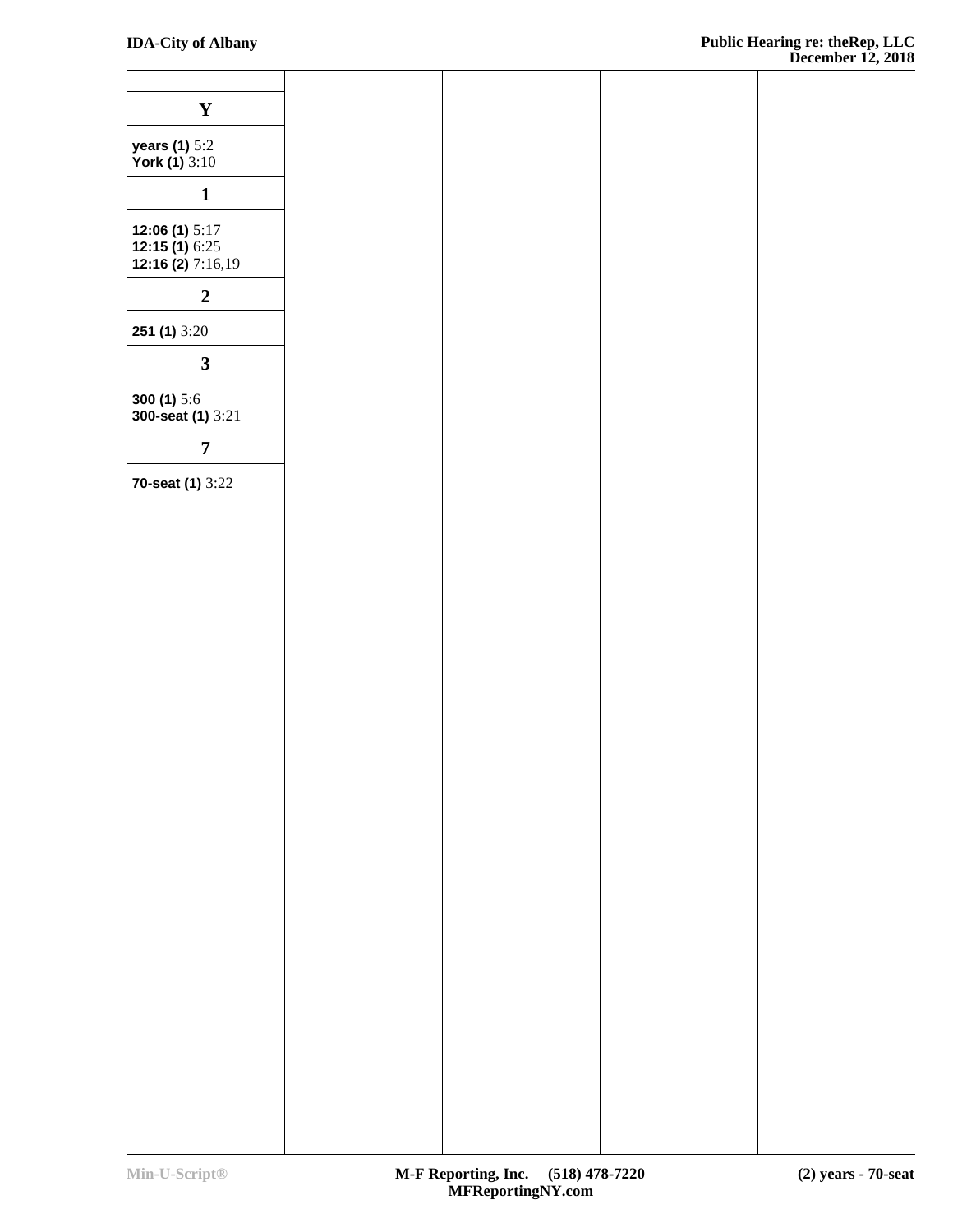**Y**

**years (1)** 5:2
**York (1)** 3:10

**1**

**12:06 (1)** 5:17
**12:15 (1)** 6:25
**12:16 (2)** 7:16,19

**2**

**251 (1)** 3:20

**3**

**300 (1)** 5:6
**300-seat (1)** 3:21

**7**

**70-seat (1)** 3:22